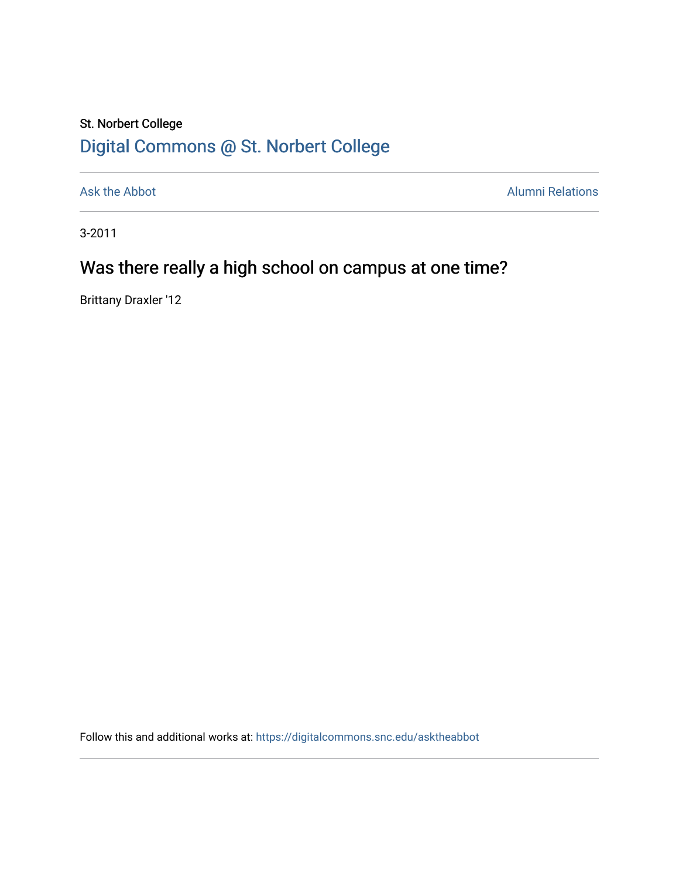St. Norbert College

[Digital Commons @ St. Norbert College](https://digitalcommons.snc.edu)

Ask the Abbot | Alumni Relations

3-2011

# Was there really a high school on campus at one time?

Brittany Draxler '12

Follow this and additional works at: https://digitalcommons.snc.edu/asktheabbot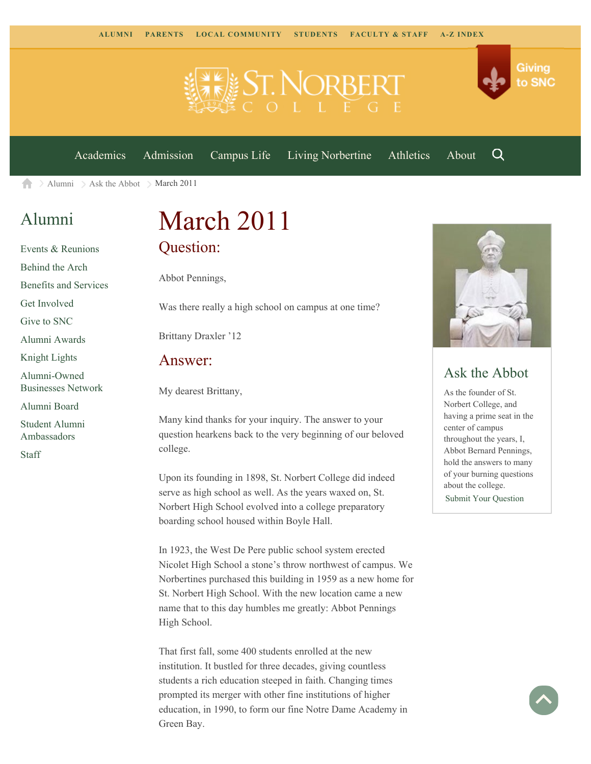ALUMNI PARENTS LOCAL COMMUNITY STUDENTS FACULTY & STAFF A-Z INDEX

Giving to SNC

Academics Admission Campus Life Living Norbertine Athletics About

Alumni > Ask the Abbot > March 2011

## Alumni

- Events & Reunions
- Behind the Arch
- Benefits and Services
- Get Involved
- Give to SNC
- Alumni Awards
- Knight Lights
- Alumni-Owned Businesses Network
- Alumni Board
- Student Alumni Ambassadors
- Staff

# March 2011

## Question:

Abbot Pennings,

Was there really a high school on campus at one time?

Brittany Draxler '12

## Answer:

My dearest Brittany,

Many kind thanks for your inquiry. The answer to your question hearkens back to the very beginning of our beloved college.

Upon its founding in 1898, St. Norbert College did indeed serve as high school as well. As the years waxed on, St. Norbert High School evolved into a college preparatory boarding school housed within Boyle Hall.

In 1923, the West De Pere public school system erected Nicolet High School a stone's throw northwest of campus. We Norbertines purchased this building in 1959 as a new home for St. Norbert High School. With the new location came a new name that to this day humbles me greatly: Abbot Pennings High School.

That first fall, some 400 students enrolled at the new institution. It bustled for three decades, giving countless students a rich education steeped in faith. Changing times prompted its merger with other fine institutions of higher education, in 1990, to form our fine Notre Dame Academy in Green Bay.

## Ask the Abbot

As the founder of St. Norbert College, and having a prime seat in the center of campus throughout the years, I, Abbot Bernard Pennings, hold the answers to many of your burning questions about the college.

Submit Your Question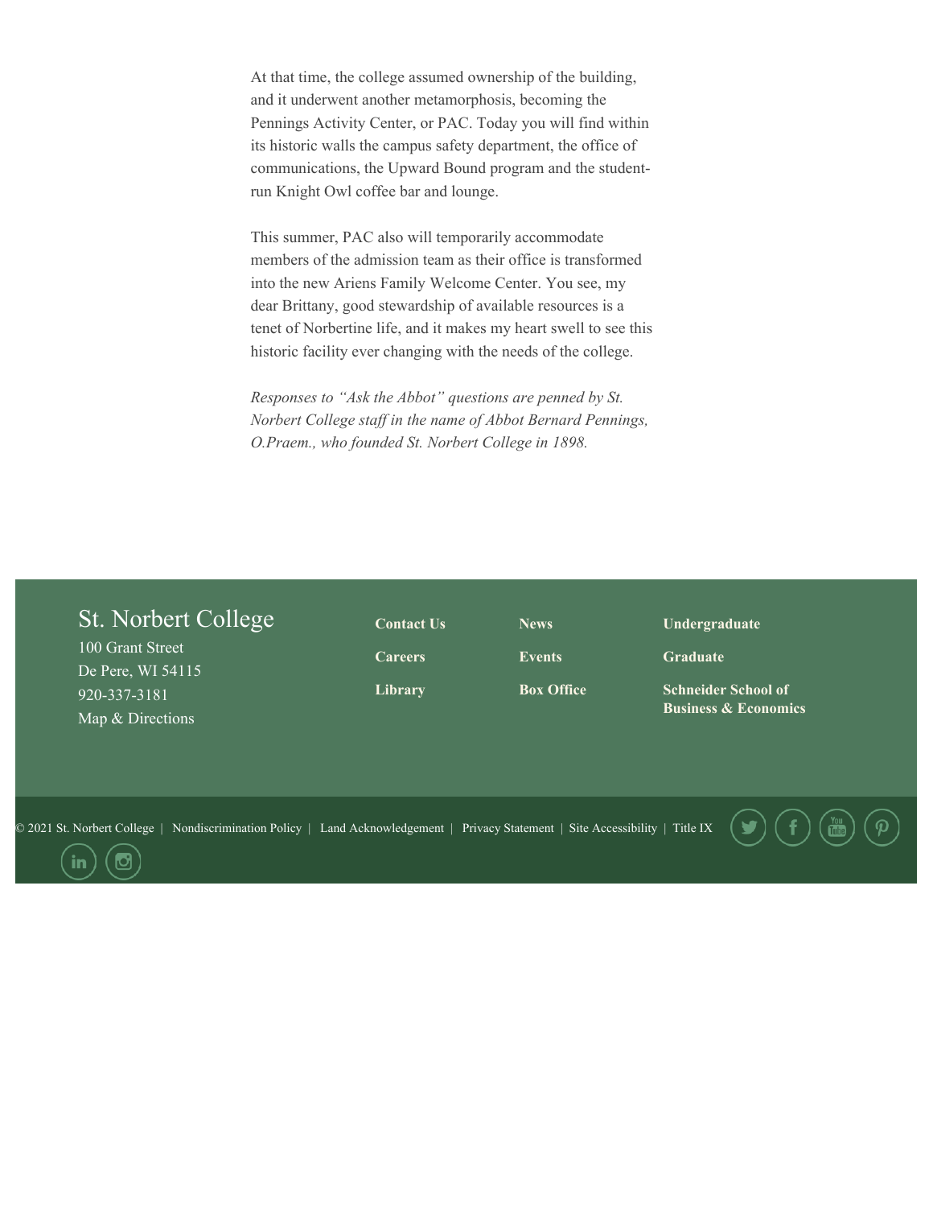At that time, the college assumed ownership of the building, and it underwent another metamorphosis, becoming the Pennings Activity Center, or PAC. Today you will find within its historic walls the campus safety department, the office of communications, the Upward Bound program and the student-run Knight Owl coffee bar and lounge.

This summer, PAC also will temporarily accommodate members of the admission team as their office is transformed into the new Ariens Family Welcome Center. You see, my dear Brittany, good stewardship of available resources is a tenet of Norbertine life, and it makes my heart swell to see this historic facility ever changing with the needs of the college.

*Responses to "Ask the Abbot" questions are penned by St. Norbert College staff in the name of Abbot Bernard Pennings, O.Praem., who founded St. Norbert College in 1898.*

St. Norbert College
100 Grant Street
De Pere, WI 54115
920-337-3181
Map & Directions

**Contact Us**
**Careers**
**Library**
**News**
**Events**
**Box Office**
**Undergraduate**
**Graduate**
**Schneider School of Business & Economics**

© 2021 St. Norbert College | Nondiscrimination Policy | Land Acknowledgement | Privacy Statement | Site Accessibility | Title IX